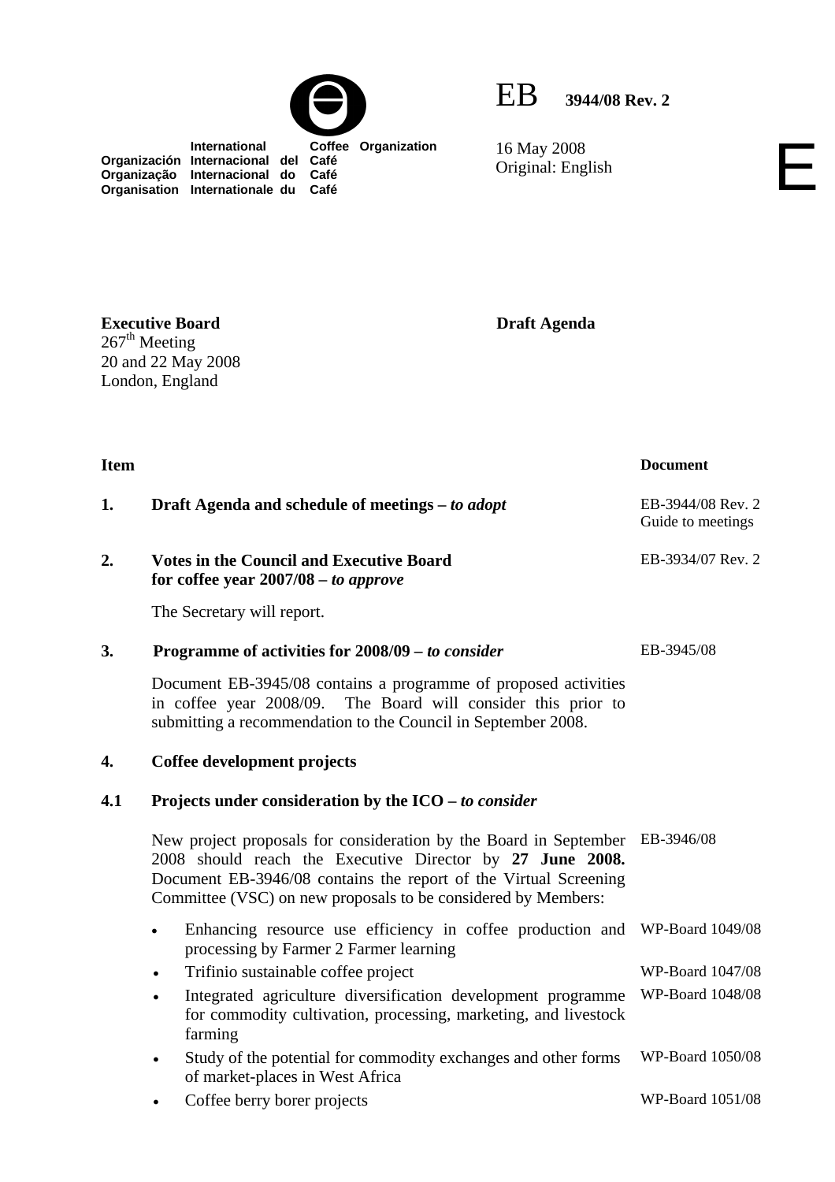International Coffee Organization
Organización Internacional del Café
Organização Internacional do Café
Organisation Internationale du Café

EB **3944/08 Rev. 2**

16 May 2008
Original: English

E

**Executive Board**
267th Meeting
20 and 22 May 2008
London, England

**Draft Agenda**

| **Item** | | **Document** |
|---|---|---|
| **1.** | **Draft Agenda and schedule of meetings –** ***to adopt*** | EB-3944/08 Rev. 2<br>Guide to meetings |
| **2.** | **Votes in the Council and Executive Board for coffee year 2007/08 –** ***to approve***<br><br>The Secretary will report. | EB-3934/07 Rev. 2 |
| **3.** | **Programme of activities for 2008/09 –** ***to consider***<br><br>Document EB-3945/08 contains a programme of proposed activities in coffee year 2008/09. The Board will consider this prior to submitting a recommendation to the Council in September 2008. | EB-3945/08 |
| **4.** | **Coffee development projects** | |
| **4.1** | **Projects under consideration by the ICO –** ***to consider***<br><br>New project proposals for consideration by the Board in September 2008 should reach the Executive Director by **27 June 2008.** Document EB-3946/08 contains the report of the Virtual Screening Committee (VSC) on new proposals to be considered by Members: | EB-3946/08 |
| | • Enhancing resource use efficiency in coffee production and processing by Farmer 2 Farmer learning | WP-Board 1049/08 |
| | • Trifinio sustainable coffee project | WP-Board 1047/08 |
| | • Integrated agriculture diversification development programme for commodity cultivation, processing, marketing, and livestock farming | WP-Board 1048/08 |
| | • Study of the potential for commodity exchanges and other forms of market-places in West Africa | WP-Board 1050/08 |
| | • Coffee berry borer projects | WP-Board 1051/08 |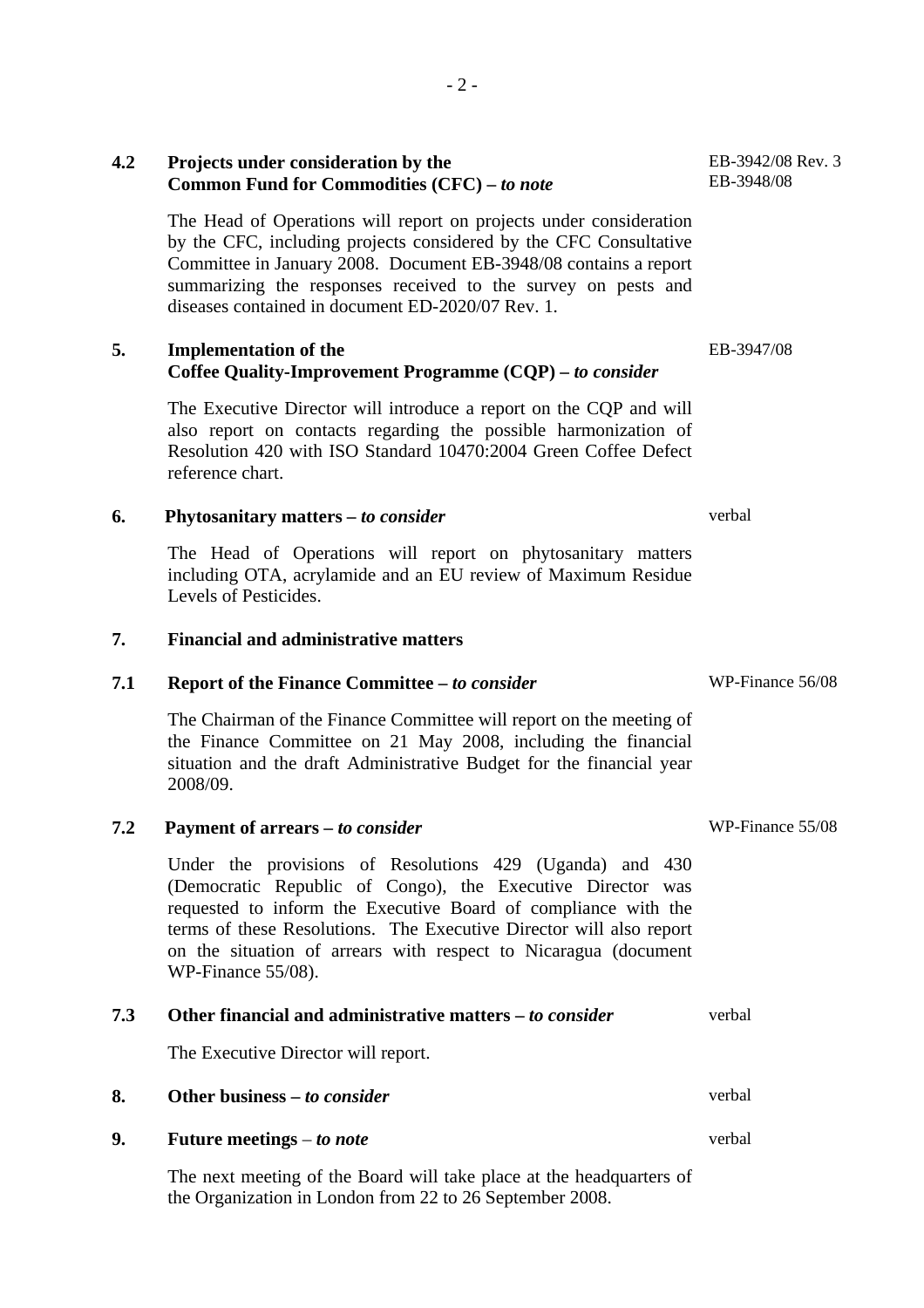**4.2 Projects under consideration by the Common Fund for Commodities (CFC) – *to note***

EB-3942/08 Rev. 3
EB-3948/08

The Head of Operations will report on projects under consideration by the CFC, including projects considered by the CFC Consultative Committee in January 2008. Document EB-3948/08 contains a report summarizing the responses received to the survey on pests and diseases contained in document ED-2020/07 Rev. 1.

**5. Implementation of the Coffee Quality-Improvement Programme (CQP) – *to consider***

EB-3947/08

The Executive Director will introduce a report on the CQP and will also report on contacts regarding the possible harmonization of Resolution 420 with ISO Standard 10470:2004 Green Coffee Defect reference chart.

**6. Phytosanitary matters – *to consider***

verbal

The Head of Operations will report on phytosanitary matters including OTA, acrylamide and an EU review of Maximum Residue Levels of Pesticides.

**7. Financial and administrative matters**

**7.1 Report of the Finance Committee – *to consider***

WP-Finance 56/08

The Chairman of the Finance Committee will report on the meeting of the Finance Committee on 21 May 2008, including the financial situation and the draft Administrative Budget for the financial year 2008/09.

**7.2 Payment of arrears – *to consider***

WP-Finance 55/08

Under the provisions of Resolutions 429 (Uganda) and 430 (Democratic Republic of Congo), the Executive Director was requested to inform the Executive Board of compliance with the terms of these Resolutions. The Executive Director will also report on the situation of arrears with respect to Nicaragua (document WP-Finance 55/08).

**7.3 Other financial and administrative matters – *to consider***

verbal

The Executive Director will report.

**8. Other business – *to consider***

verbal

**9. Future meetings – *to note***

verbal

The next meeting of the Board will take place at the headquarters of the Organization in London from 22 to 26 September 2008.